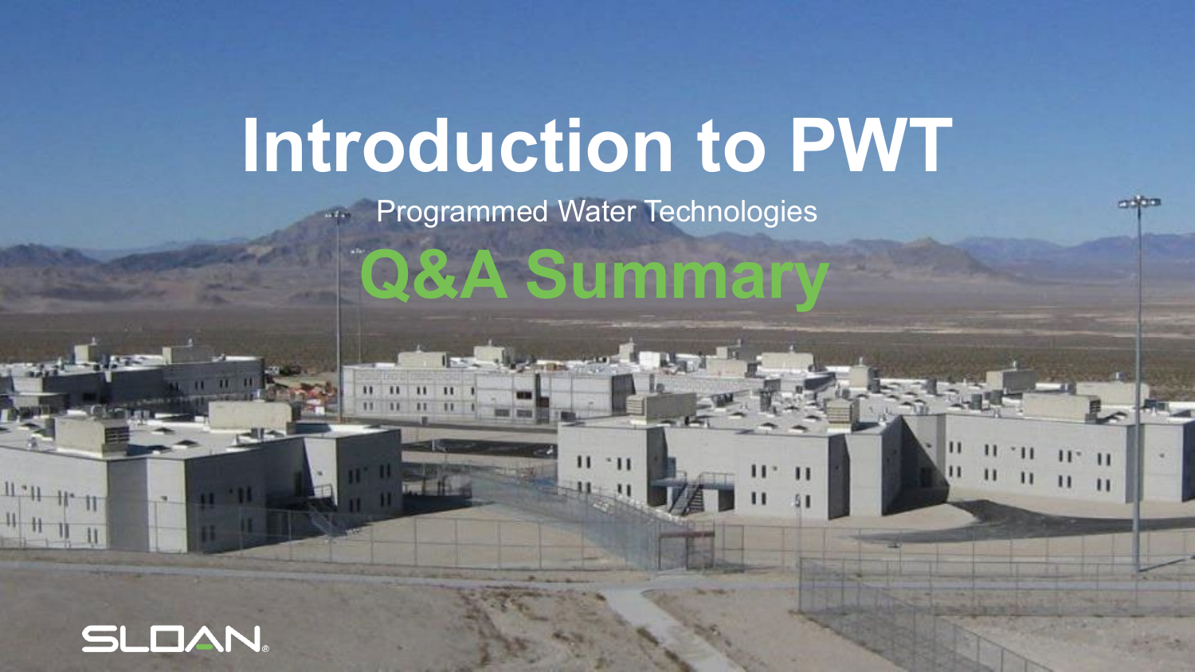# Introduction to PWT

Programmed Water Technologies

## Q&A Summary

SLOAN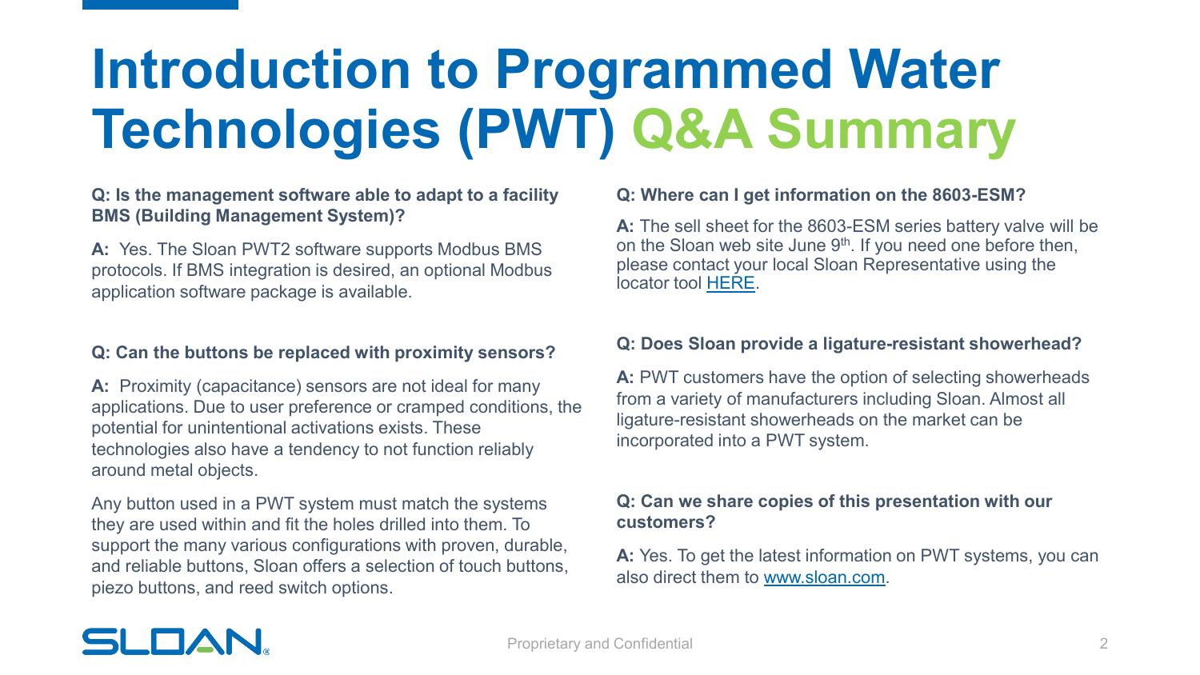# Introduction to Programmed Water Technologies (PWT) Q&A Summary

**Q: Is the management software able to adapt to a facility BMS (Building Management System)?**

**A:** Yes. The Sloan PWT2 software supports Modbus BMS protocols. If BMS integration is desired, an optional Modbus application software package is available.

**Q: Can the buttons be replaced with proximity sensors?**

**A:** Proximity (capacitance) sensors are not ideal for many applications. Due to user preference or cramped conditions, the potential for unintentional activations exists. These technologies also have a tendency to not function reliably around metal objects.

Any button used in a PWT system must match the systems they are used within and fit the holes drilled into them. To support the many various configurations with proven, durable, and reliable buttons, Sloan offers a selection of touch buttons, piezo buttons, and reed switch options.

**Q: Where can I get information on the 8603-ESM?**

**A:** The sell sheet for the 8603-ESM series battery valve will be on the Sloan web site June 9th. If you need one before then, please contact your local Sloan Representative using the locator tool HERE.

**Q: Does Sloan provide a ligature-resistant showerhead?**

**A:** PWT customers have the option of selecting showerheads from a variety of manufacturers including Sloan. Almost all ligature-resistant showerheads on the market can be incorporated into a PWT system.

**Q: Can we share copies of this presentation with our customers?**

**A:** Yes. To get the latest information on PWT systems, you can also direct them to www.sloan.com.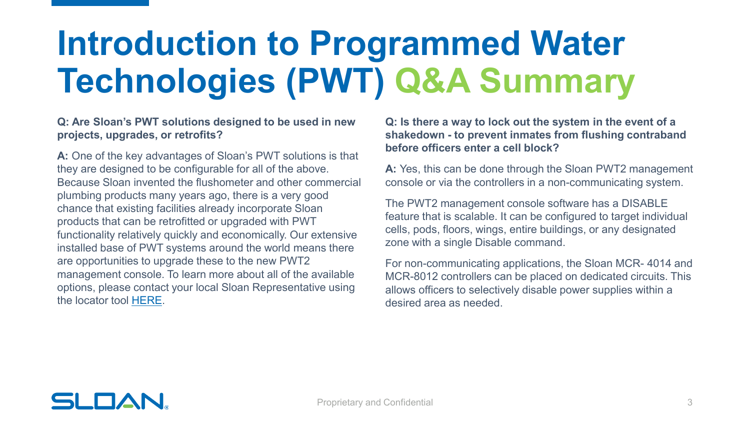# Introduction to Programmed Water Technologies (PWT) Q&A Summary

**Q: Are Sloan's PWT solutions designed to be used in new projects, upgrades, or retrofits?**

**A:** One of the key advantages of Sloan's PWT solutions is that they are designed to be configurable for all of the above. Because Sloan invented the flushometer and other commercial plumbing products many years ago, there is a very good chance that existing facilities already incorporate Sloan products that can be retrofitted or upgraded with PWT functionality relatively quickly and economically. Our extensive installed base of PWT systems around the world means there are opportunities to upgrade these to the new PWT2 management console. To learn more about all of the available options, please contact your local Sloan Representative using the locator tool HERE.

**Q: Is there a way to lock out the system in the event of a shakedown - to prevent inmates from flushing contraband before officers enter a cell block?**

**A:** Yes, this can be done through the Sloan PWT2 management console or via the controllers in a non-communicating system.

The PWT2 management console software has a DISABLE feature that is scalable. It can be configured to target individual cells, pods, floors, wings, entire buildings, or any designated zone with a single Disable command.

For non-communicating applications, the Sloan MCR- 4014 and MCR-8012 controllers can be placed on dedicated circuits. This allows officers to selectively disable power supplies within a desired area as needed.

Proprietary and Confidential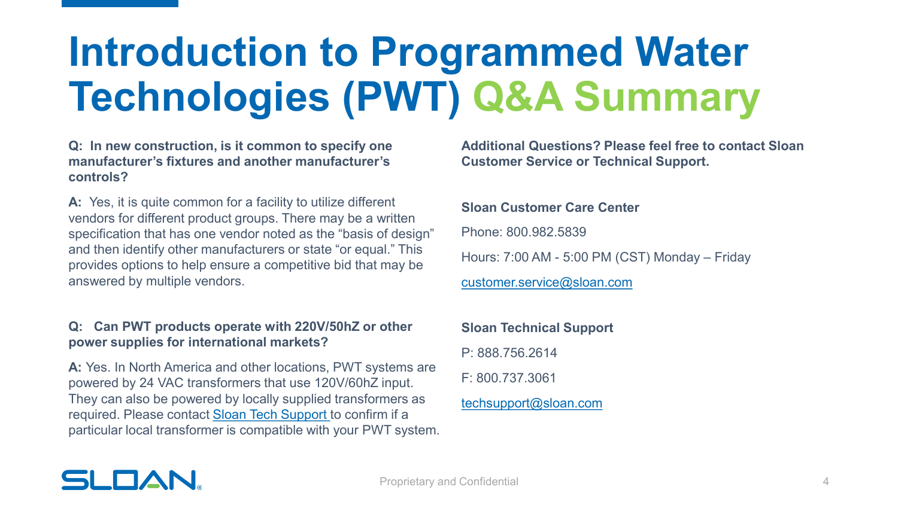# Introduction to Programmed Water Technologies (PWT) Q&A Summary

**Q: In new construction, is it common to specify one manufacturer's fixtures and another manufacturer's controls?**

**A:** Yes, it is quite common for a facility to utilize different vendors for different product groups. There may be a written specification that has one vendor noted as the "basis of design" and then identify other manufacturers or state "or equal." This provides options to help ensure a competitive bid that may be answered by multiple vendors.

**Q: Can PWT products operate with 220V/50hZ or other power supplies for international markets?**

**A:** Yes. In North America and other locations, PWT systems are powered by 24 VAC transformers that use 120V/60hZ input. They can also be powered by locally supplied transformers as required. Please contact Sloan Tech Support to confirm if a particular local transformer is compatible with your PWT system.

**Additional Questions? Please feel free to contact Sloan Customer Service or Technical Support.**

**Sloan Customer Care Center**

Phone: 800.982.5839

Hours: 7:00 AM - 5:00 PM (CST) Monday – Friday

customer.service@sloan.com

**Sloan Technical Support**

P: 888.756.2614

F: 800.737.3061

techsupport@sloan.com

Proprietary and Confidential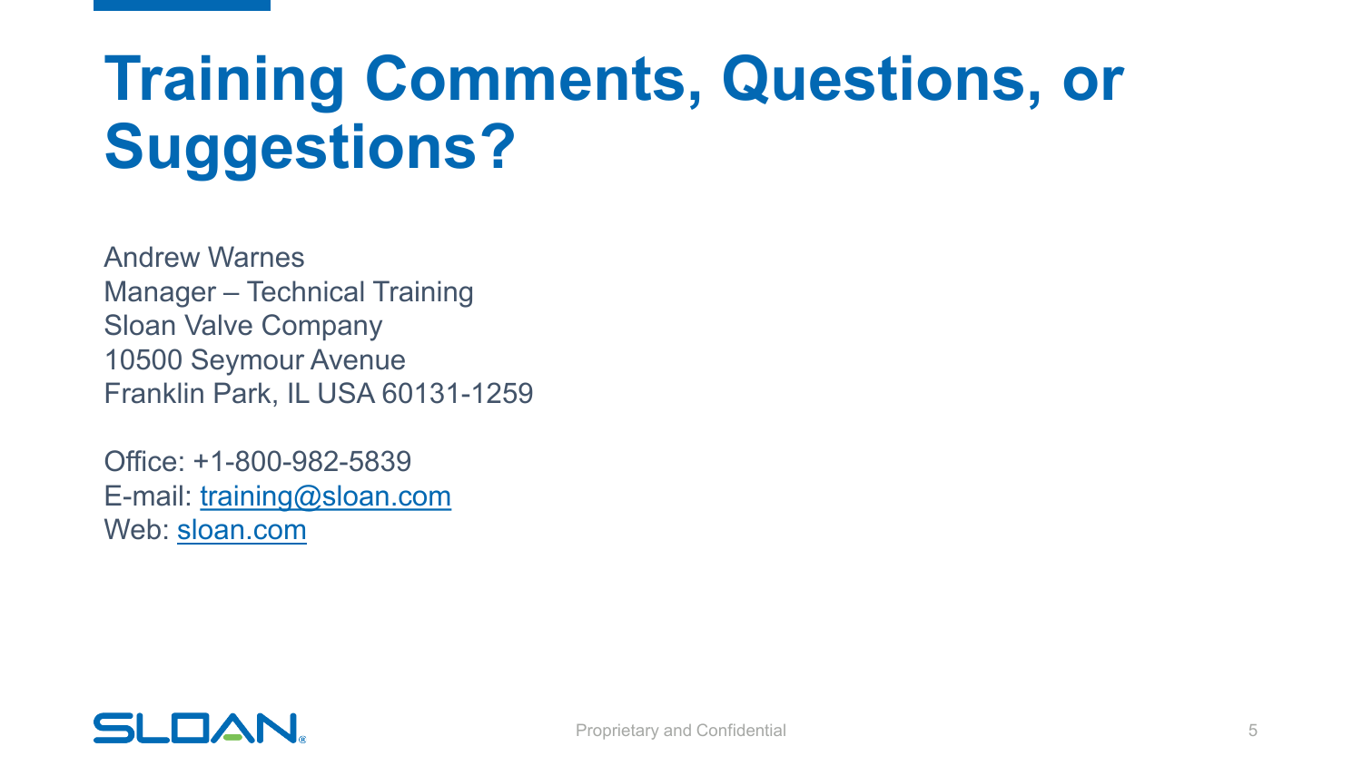# Training Comments, Questions, or Suggestions?

Andrew Warnes
Manager – Technical Training
Sloan Valve Company
10500 Seymour Avenue
Franklin Park, IL USA 60131-1259

Office: +1-800-982-5839
E-mail: training@sloan.com
Web: sloan.com

Proprietary and Confidential